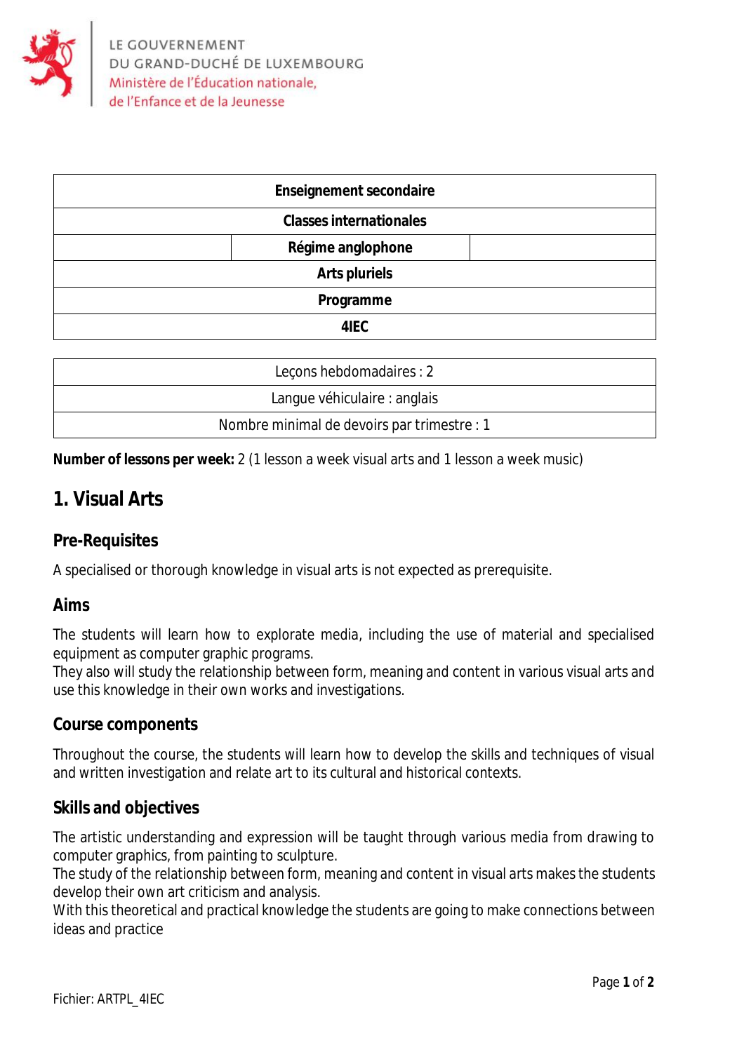LE GOUVERNEMENT
DU GRAND-DUCHÉ DE LUXEMBOURG
Ministère de l'Éducation nationale,
de l'Enfance et de la Jeunesse

| Enseignement secondaire |
|---|
| Classes internationales |
| Régime anglophone |
| Arts pluriels |
| Programme |
| 4IEC |

| Leçons hebdomadaires : 2 |
|---|
| Langue véhiculaire : anglais |
| Nombre minimal de devoirs par trimestre : 1 |

**Number of lessons per week:** 2 (1 lesson a week visual arts and 1 lesson a week music)

# 1. Visual Arts

## Pre-Requisites

A specialised or thorough knowledge in visual arts is not expected as prerequisite.

## Aims

The students will learn how to explorate media, including the use of material and specialised equipment as computer graphic programs.
They also will study the relationship between form, meaning and content in various visual arts and use this knowledge in their own works and investigations.

## Course components

Throughout the course, the students will learn how to develop the skills and techniques of visual and written investigation and relate art to its cultural and historical contexts.

## Skills and objectives

The artistic understanding and expression will be taught through various media from drawing to computer graphics, from painting to sculpture.
The study of the relationship between form, meaning and content in visual arts makes the students develop their own art criticism and analysis.
With this theoretical and practical knowledge the students are going to make connections between ideas and practice

Fichier: ARTPL_4IEC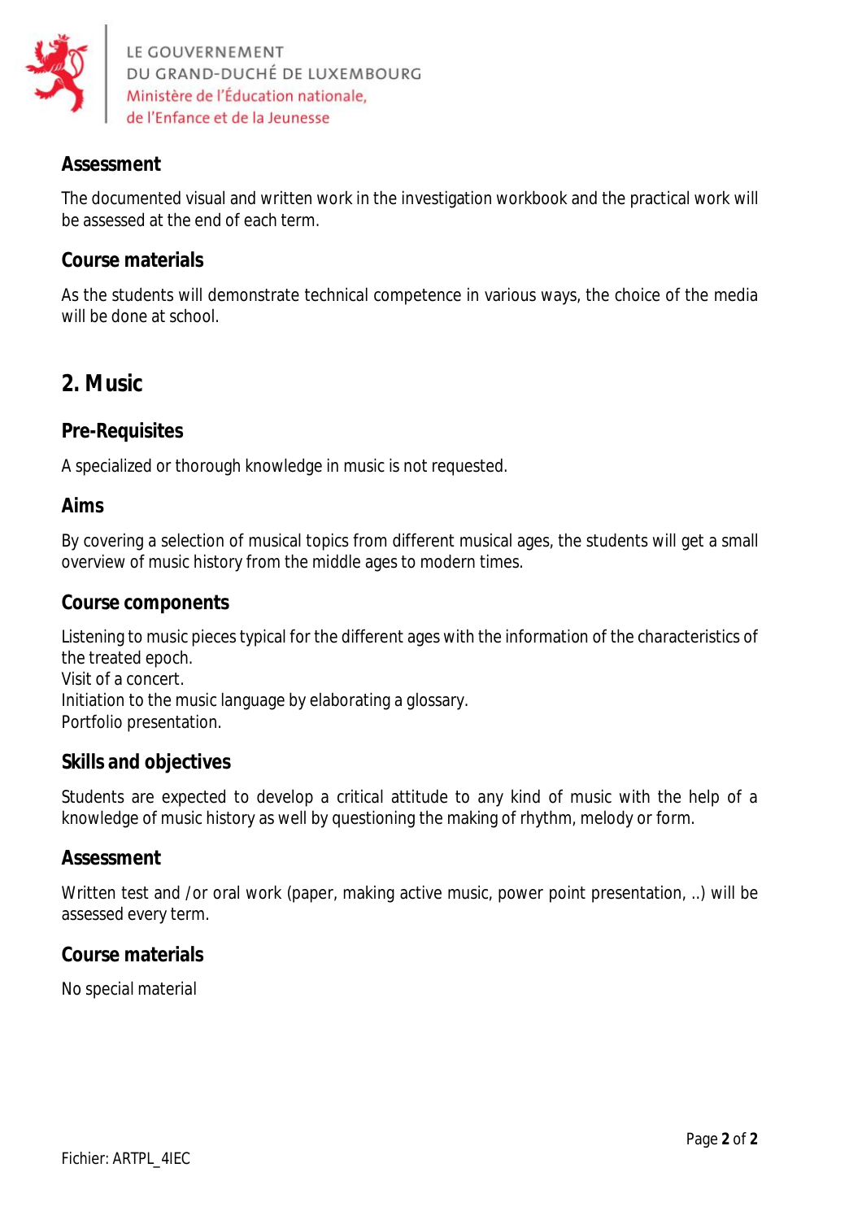### Assessment

The documented visual and written work in the investigation workbook and the practical work will be assessed at the end of each term.

### Course materials

As the students will demonstrate technical competence in various ways, the choice of the media will be done at school.

## 2. Music

### Pre-Requisites

A specialized or thorough knowledge in music is not requested.

### Aims

By covering a selection of musical topics from different musical ages, the students will get a small overview of music history from the middle ages to modern times.

### Course components

Listening to music pieces typical for the different ages with the information of the characteristics of the treated epoch.
Visit of a concert.
Initiation to the music language by elaborating a glossary.
Portfolio presentation.

### Skills and objectives

Students are expected to develop a critical attitude to any kind of music with the help of a knowledge of music history as well by questioning the making of rhythm, melody or form.

### Assessment

Written test and /or oral work (paper, making active music, power point presentation, ..) will be assessed every term.

### Course materials

No special material

Fichier: ARTPL_4IEC